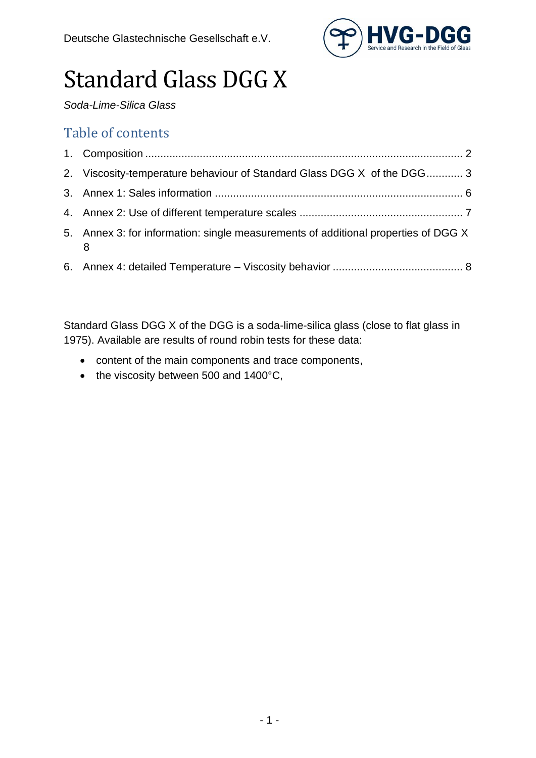Deutsche Glastechnische Gesellschaft e.V.

HVG-DGG
Service and Research in the Field of Glass

# Standard Glass DGG X

*Soda-Lime-Silica Glass*

## Table of contents

1. Composition ........................................................................................................ 2
2. Viscosity-temperature behaviour of Standard Glass DGG X of the DGG............ 3
3. Annex 1: Sales information ................................................................................. 6
4. Annex 2: Use of different temperature scales ..................................................... 7
5. Annex 3: for information: single measurements of additional properties of DGG X 8
6. Annex 4: detailed Temperature – Viscosity behavior .......................................... 8

Standard Glass DGG X of the DGG is a soda-lime-silica glass (close to flat glass in 1975). Available are results of round robin tests for these data:

- content of the main components and trace components,
- the viscosity between 500 and 1400°C,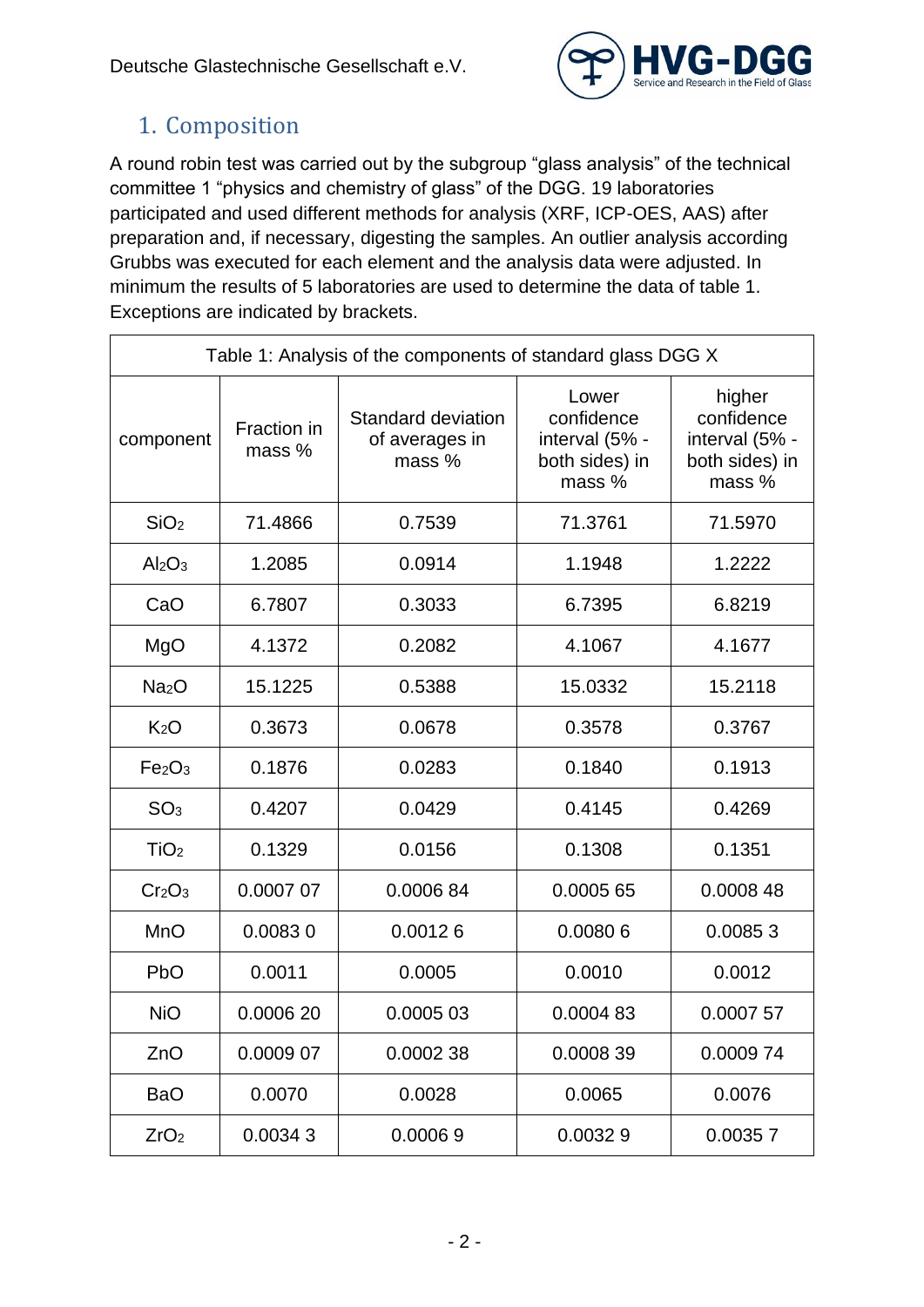## 1. Composition

A round robin test was carried out by the subgroup “glass analysis” of the technical committee 1 “physics and chemistry of glass” of the DGG. 19 laboratories participated and used different methods for analysis (XRF, ICP-OES, AAS) after preparation and, if necessary, digesting the samples. An outlier analysis according Grubbs was executed for each element and the analysis data were adjusted. In minimum the results of 5 laboratories are used to determine the data of table 1. Exceptions are indicated by brackets.

| Table 1: Analysis of the components of standard glass DGG X | | | | |
|---|---|---|---|---|
| component | Fraction in mass % | Standard deviation of averages in mass % | Lower confidence interval (5% - both sides) in mass % | higher confidence interval (5% - both sides) in mass % |
| $SiO_2$ | 71.4866 | 0.7539 | 71.3761 | 71.5970 |
| $Al_2O_3$ | 1.2085 | 0.0914 | 1.1948 | 1.2222 |
| CaO | 6.7807 | 0.3033 | 6.7395 | 6.8219 |
| MgO | 4.1372 | 0.2082 | 4.1067 | 4.1677 |
| $Na_2O$ | 15.1225 | 0.5388 | 15.0332 | 15.2118 |
| $K_2O$ | 0.3673 | 0.0678 | 0.3578 | 0.3767 |
| $Fe_2O_3$ | 0.1876 | 0.0283 | 0.1840 | 0.1913 |
| $SO_3$ | 0.4207 | 0.0429 | 0.4145 | 0.4269 |
| $TiO_2$ | 0.1329 | 0.0156 | 0.1308 | 0.1351 |
| $Cr_2O_3$ | 0.0007 07 | 0.0006 84 | 0.0005 65 | 0.0008 48 |
| MnO | 0.0083 0 | 0.0012 6 | 0.0080 6 | 0.0085 3 |
| PbO | 0.0011 | 0.0005 | 0.0010 | 0.0012 |
| NiO | 0.0006 20 | 0.0005 03 | 0.0004 83 | 0.0007 57 |
| ZnO | 0.0009 07 | 0.0002 38 | 0.0008 39 | 0.0009 74 |
| BaO | 0.0070 | 0.0028 | 0.0065 | 0.0076 |
| $ZrO_2$ | 0.0034 3 | 0.0006 9 | 0.0032 9 | 0.0035 7 |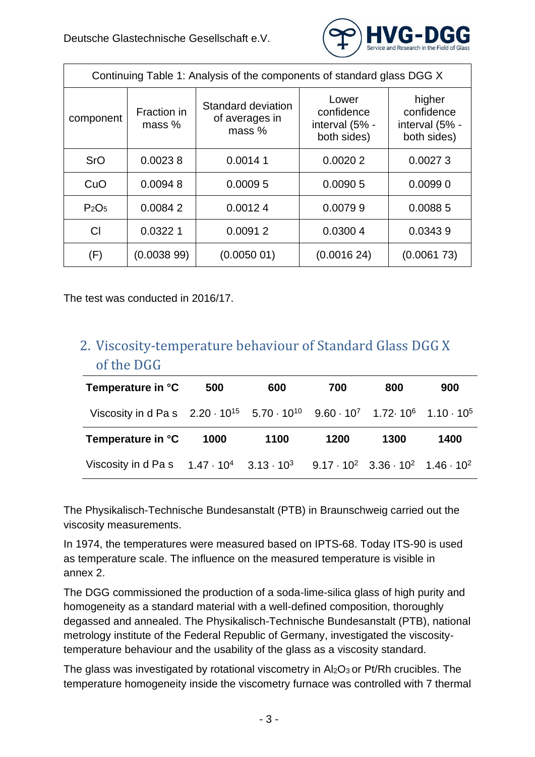| Continuing Table 1: Analysis of the components of standard glass DGG X | | | | |
|---|---|---|---|---|
| component | Fraction in mass % | Standard deviation of averages in mass % | Lower confidence interval (5% - both sides) | higher confidence interval (5% - both sides) |
| SrO | 0.0023 8 | 0.0014 1 | 0.0020 2 | 0.0027 3 |
| CuO | 0.0094 8 | 0.0009 5 | 0.0090 5 | 0.0099 0 |
| $P_2O_5$ | 0.0084 2 | 0.0012 4 | 0.0079 9 | 0.0088 5 |
| Cl | 0.0322 1 | 0.0091 2 | 0.0300 4 | 0.0343 9 |
| (F) | (0.0038 99) | (0.0050 01) | (0.0016 24) | (0.0061 73) |

The test was conducted in 2016/17.

## 2. Viscosity-temperature behaviour of Standard Glass DGG X of the DGG

| **Temperature in °C** | **500** | **600** | **700** | **800** | **900** |
|---|---|---|---|---|---|
| Viscosity in d Pa s | $2.20 \cdot 10^{15}$ | $5.70 \cdot 10^{10}$ | $9.60 \cdot 10^{7}$ | $1.72 \cdot 10^{6}$ | $1.10 \cdot 10^{5}$ |
| **Temperature in °C** | **1000** | **1100** | **1200** | **1300** | **1400** |
| Viscosity in d Pa s | $1.47 \cdot 10^{4}$ | $3.13 \cdot 10^{3}$ | $9.17 \cdot 10^{2}$ | $3.36 \cdot 10^{2}$ | $1.46 \cdot 10^{2}$ |

The Physikalisch-Technische Bundesanstalt (PTB) in Braunschweig carried out the viscosity measurements.

In 1974, the temperatures were measured based on IPTS-68. Today ITS-90 is used as temperature scale. The influence on the measured temperature is visible in annex 2.

The DGG commissioned the production of a soda-lime-silica glass of high purity and homogeneity as a standard material with a well-defined composition, thoroughly degassed and annealed. The Physikalisch-Technische Bundesanstalt (PTB), national metrology institute of the Federal Republic of Germany, investigated the viscosity-temperature behaviour and the usability of the glass as a viscosity standard.

The glass was investigated by rotational viscometry in $Al_2O_3$ or Pt/Rh crucibles. The temperature homogeneity inside the viscometry furnace was controlled with 7 thermal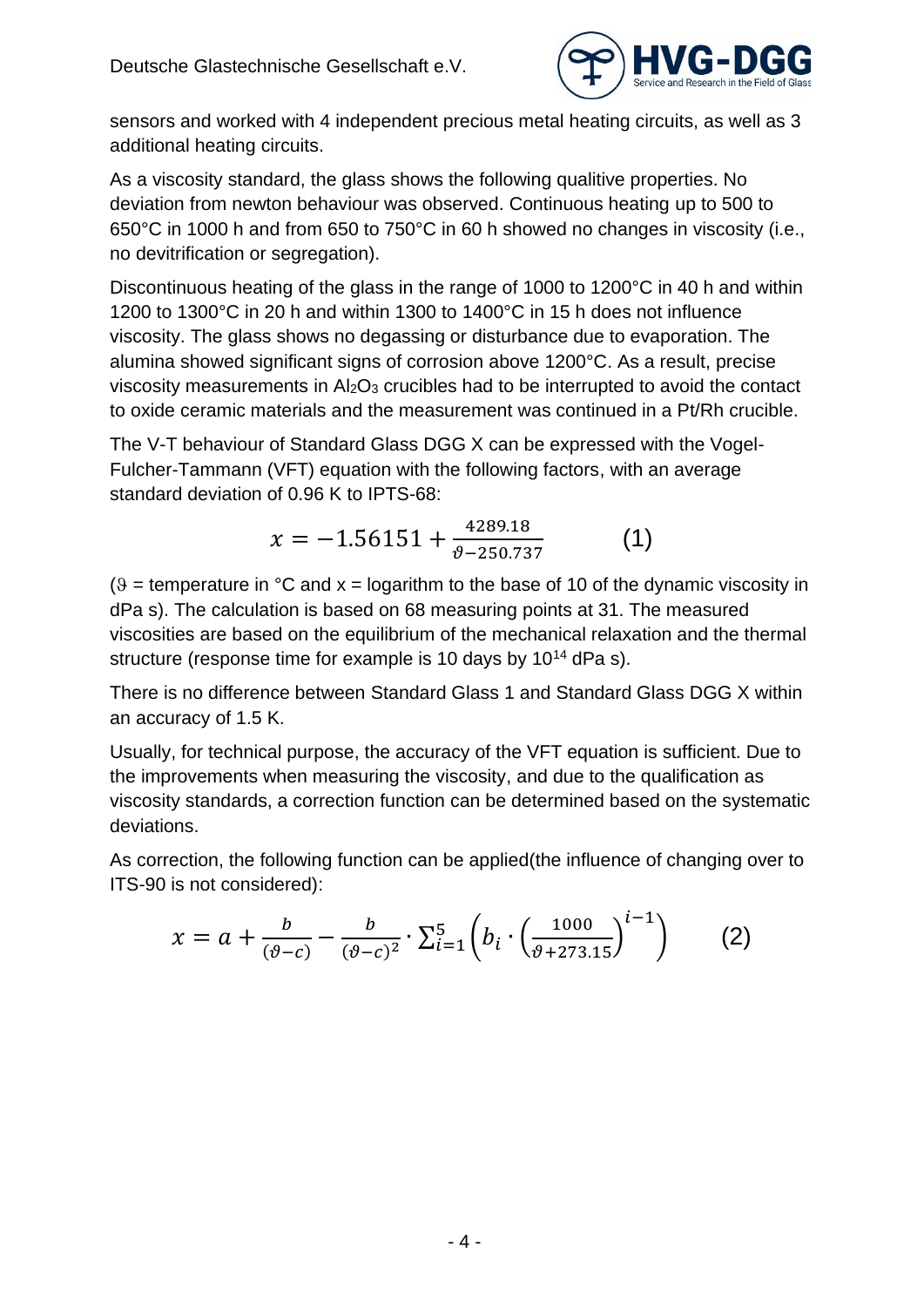sensors and worked with 4 independent precious metal heating circuits, as well as 3 additional heating circuits.

As a viscosity standard, the glass shows the following qualitive properties. No deviation from newton behaviour was observed. Continuous heating up to 500 to 650°C in 1000 h and from 650 to 750°C in 60 h showed no changes in viscosity (i.e., no devitrification or segregation).

Discontinuous heating of the glass in the range of 1000 to 1200°C in 40 h and within 1200 to 1300°C in 20 h and within 1300 to 1400°C in 15 h does not influence viscosity. The glass shows no degassing or disturbance due to evaporation. The alumina showed significant signs of corrosion above 1200°C. As a result, precise viscosity measurements in $Al_2O_3$ crucibles had to be interrupted to avoid the contact to oxide ceramic materials and the measurement was continued in a Pt/Rh crucible.

The V-T behaviour of Standard Glass DGG X can be expressed with the Vogel-Fulcher-Tammann (VFT) equation with the following factors, with an average standard deviation of 0.96 K to IPTS-68:

$$x = -1.56151 + \frac{4289.18}{\vartheta - 250.737} \qquad (1)$$

($\vartheta$ = temperature in °C and x = logarithm to the base of 10 of the dynamic viscosity in dPa s). The calculation is based on 68 measuring points at 31. The measured viscosities are based on the equilibrium of the mechanical relaxation and the thermal structure (response time for example is 10 days by $10^{14}$ dPa s).

There is no difference between Standard Glass 1 and Standard Glass DGG X within an accuracy of 1.5 K.

Usually, for technical purpose, the accuracy of the VFT equation is sufficient. Due to the improvements when measuring the viscosity, and due to the qualification as viscosity standards, a correction function can be determined based on the systematic deviations.

As correction, the following function can be applied(the influence of changing over to ITS-90 is not considered):

$$x = a + \frac{b}{(\vartheta - c)} - \frac{b}{(\vartheta - c)^2} \cdot \sum_{i=1}^{5} \left( b_i \cdot \left( \frac{1000}{\vartheta + 273.15} \right)^{i-1} \right) \qquad (2)$$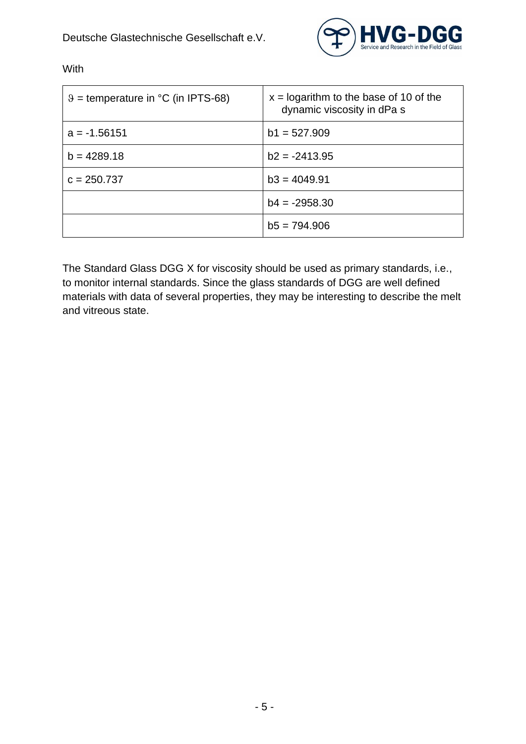With

| $\vartheta$ = temperature in °C (in IPTS-68) | x = logarithm to the base of 10 of the dynamic viscosity in dPa s |
|---|---|
| a = -1.56151 | b1 = 527.909 |
| b = 4289.18 | b2 = -2413.95 |
| c = 250.737 | b3 = 4049.91 |
| | b4 = -2958.30 |
| | b5 = 794.906 |

The Standard Glass DGG X for viscosity should be used as primary standards, i.e., to monitor internal standards. Since the glass standards of DGG are well defined materials with data of several properties, they may be interesting to describe the melt and vitreous state.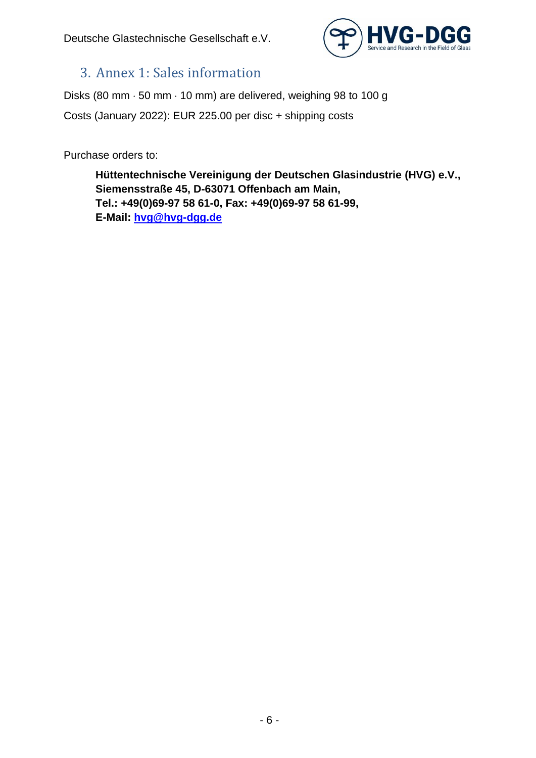## 3. Annex 1: Sales information

Disks (80 mm · 50 mm · 10 mm) are delivered, weighing 98 to 100 g

Costs (January 2022): EUR 225.00 per disc + shipping costs

Purchase orders to:

> **Hüttentechnische Vereinigung der Deutschen Glasindustrie (HVG) e.V., Siemensstraße 45, D-63071 Offenbach am Main, Tel.: +49(0)69-97 58 61-0, Fax: +49(0)69-97 58 61-99, E-Mail: hvg@hvg-dgg.de**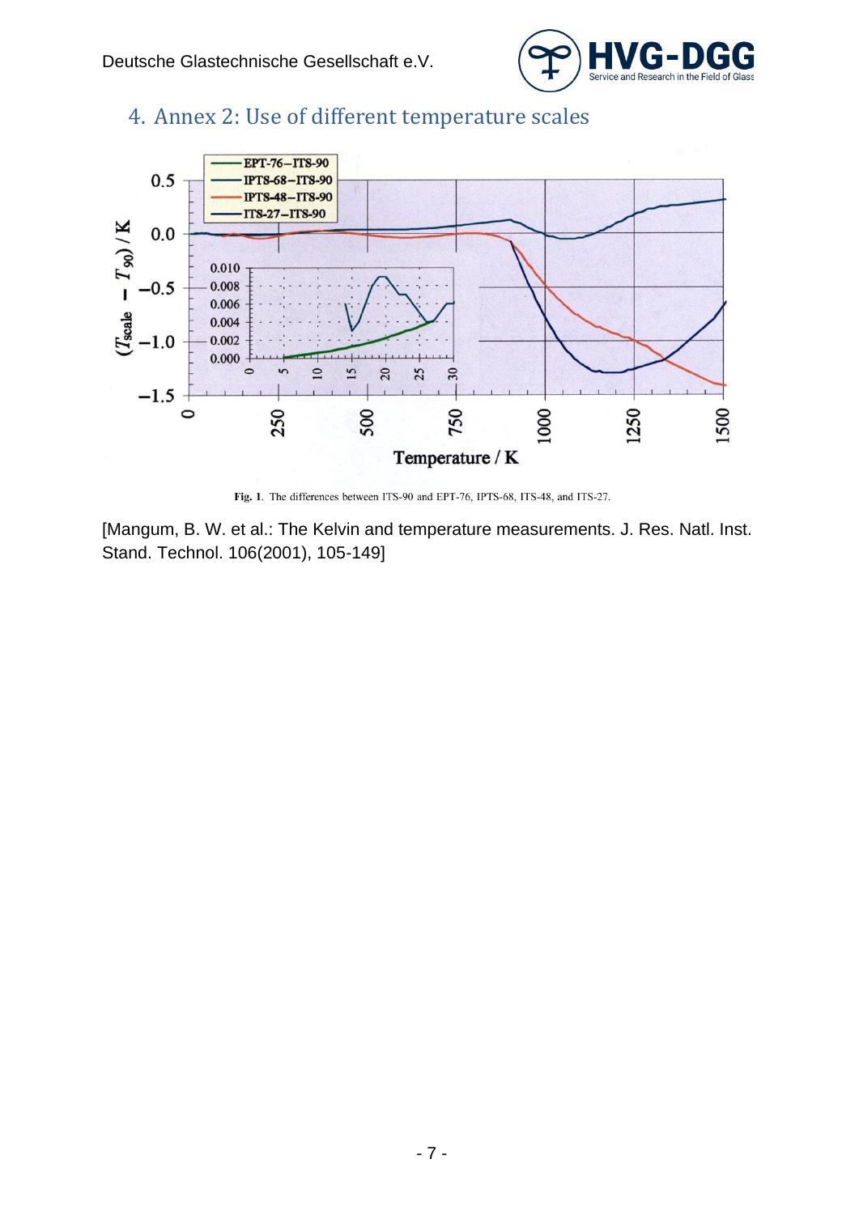## 4. Annex 2: Use of different temperature scales

Fig. 1. The differences between ITS-90 and EPT-76, IPTS-68, ITS-48, and ITS-27.

[Mangum, B. W. et al.: The Kelvin and temperature measurements. J. Res. Natl. Inst. Stand. Technol. 106(2001), 105-149]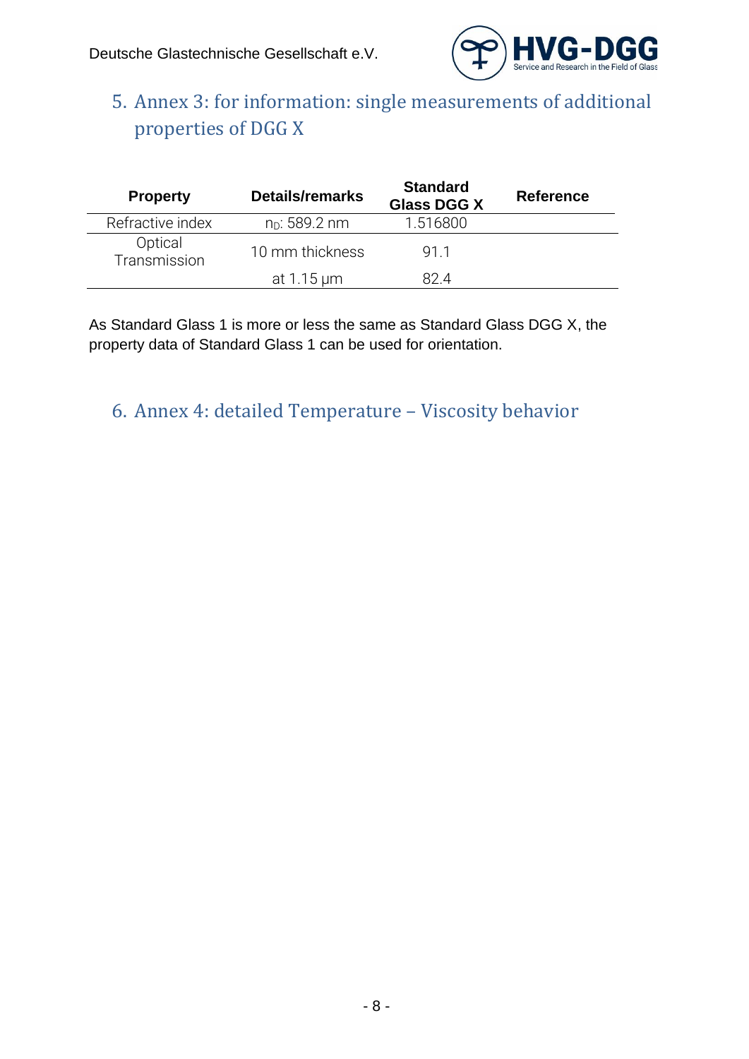## 5. Annex 3: for information: single measurements of additional properties of DGG X

| Property | Details/remarks | Standard Glass DGG X | Reference |
|---|---|---|---|
| Refractive index | $n_D$: 589.2 nm | 1.516800 | |
| Optical Transmission | 10 mm thickness | 91.1 | |
| | at 1.15 µm | 82.4 | |

As Standard Glass 1 is more or less the same as Standard Glass DGG X, the property data of Standard Glass 1 can be used for orientation.

## 6. Annex 4: detailed Temperature – Viscosity behavior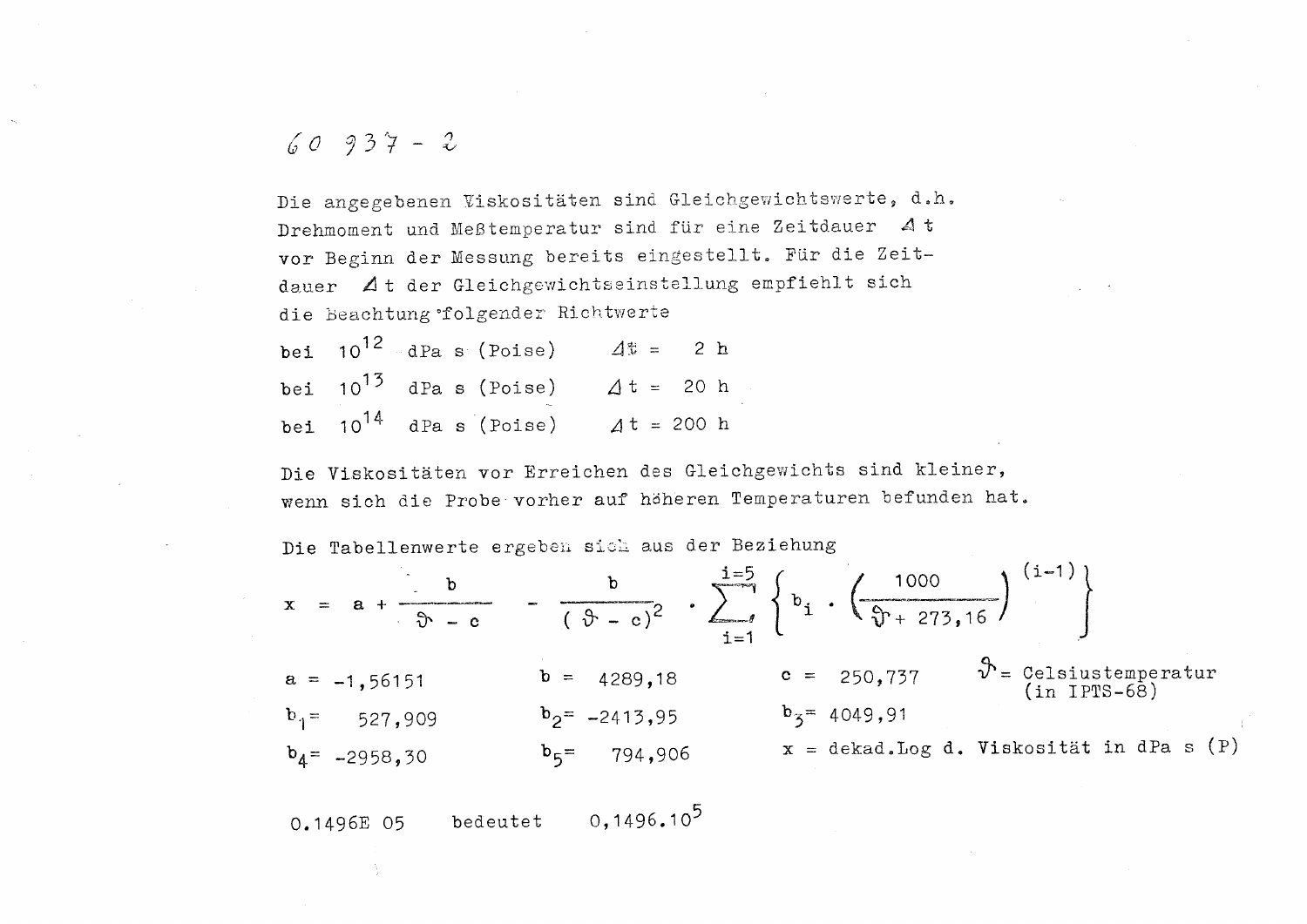60 937 - 2

Die angegebenen Viskositäten sind Gleichgewichtswerte, d.h. Drehmoment und Meßtemperatur sind für eine Zeitdauer $\Delta t$ vor Beginn der Messung bereits eingestellt. Für die Zeitdauer $\Delta t$ der Gleichgewichtseinstellung empfiehlt sich die Beachtung folgender Richtwerte

| | | |
|---|---|---|
| bei $10^{12}$ dPa s (Poise) | $\Delta t$ = | 2 h |
| bei $10^{13}$ dPa s (Poise) | $\Delta t$ = | 20 h |
| bei $10^{14}$ dPa s (Poise) | $\Delta t$ = | 200 h |

Die Viskositäten vor Erreichen des Gleichgewichts sind kleiner, wenn sich die Probe vorher auf höheren Temperaturen befunden hat.

Die Tabellenwerte ergeben sich aus der Beziehung

$$x = a + \frac{b}{\vartheta - c} - \frac{b}{(\vartheta - c)^2} \cdot \sum_{i=1}^{i=5} \left\{ b_i \cdot \left( \frac{1000}{\vartheta + 273{,}16} \right)^{(i-1)} \right\}$$

$a = -1{,}56151$ $\quad$ $b = 4289{,}18$ $\quad$ $c = 250{,}737$ $\quad$ $\vartheta$ = Celsiustemperatur (in IPTS-68)

$b_1 = 527{,}909$ $\quad$ $b_2 = -2413{,}95$ $\quad$ $b_3 = 4049{,}91$

$b_4 = -2958{,}30$ $\quad$ $b_5 = 794{,}906$ $\quad$ $x$ = dekad.Log d. Viskosität in dPa s (P)

0.1496E 05 bedeutet $0{,}1496 \cdot 10^5$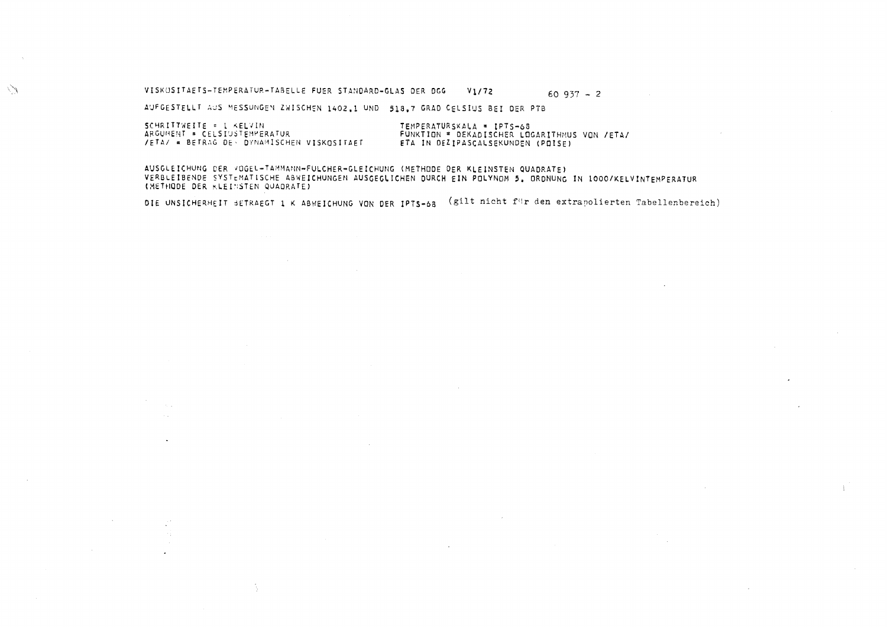VISKOSITAETS-TEMPERATUR-TABELLE FUER STANDARD-GLAS DER DGG V1/72 60 937 - 2

AUFGESTELLT AUS MESSUNGEN ZWISCHEN 1402,1 UND 518,7 GRAD CELSIUS BEI DER PTB

SCHRITTWEITE = 1 KELVIN
ARGUMENT = CELSIUSTEMPERATUR
/ETA/ = BETRAG DER DYNAMISCHEN VISKOSITAET

TEMPERATURSKALA = IPTS-68
FUNKTION = DEKADISCHER LOGARITHMUS VON /ETA/
ETA IN DEZIPASCALSEKUNDEN (POISE)

AUSGLEICHUNG DER VOGEL-TAMMANN-FULCHER-GLEICHUNG (METHODE DER KLEINSTEN QUADRATE)
VERBLEIBENDE SYSTEMATISCHE ABWEICHUNGEN AUSGEGLICHEN DURCH EIN POLYNOM 5. ORDNUNG IN 1000/KELVINTEMPERATUR
(METHODE DER KLEINSTEN QUADRATE)

DIE UNSICHERHEIT BETRAEGT 1 K ABWEICHUNG VON DER IPTS-68 (gilt nicht für den extrapolierten Tabellenbereich)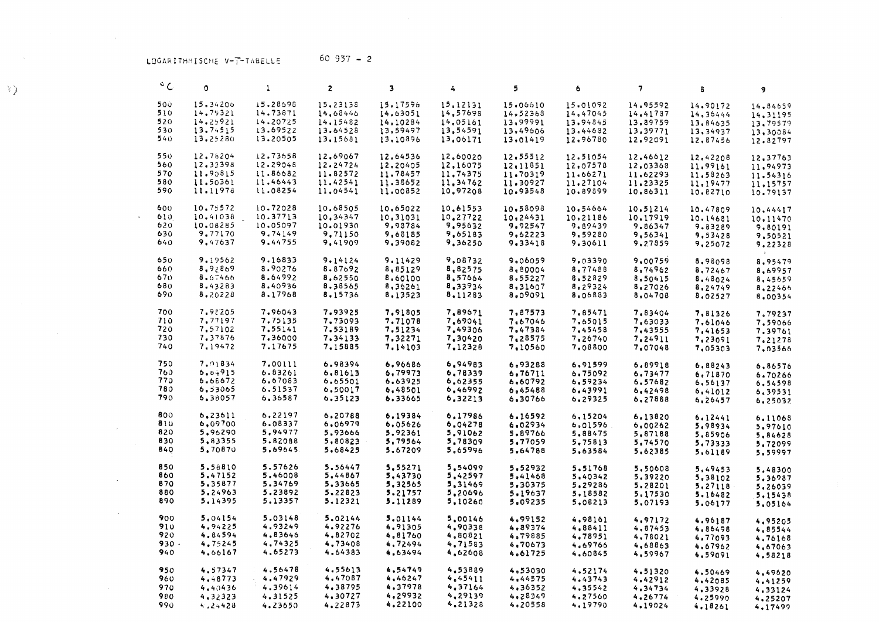LOGARITHMISCHE V-T-TABELLE 60 937 - 2

| °C | 0 | 1 | 2 | 3 | 4 | 5 | 6 | 7 | 8 | 9 |
|---|---|---|---|---|---|---|---|---|---|---|
| 500 | 15.34206 | 15.28698 | 15.23138 | 15.17596 | 15.12131 | 15.06610 | 15.01092 | 14.95592 | 14.90172 | 14.84659 |
| 510 | 14.79321 | 14.73871 | 14.68446 | 14.63051 | 14.57698 | 14.52368 | 14.47045 | 14.41787 | 14.36444 | 14.31195 |
| 520 | 14.25921 | 14.20725 | 14.15482 | 14.10284 | 14.05161 | 13.99991 | 13.94845 | 13.89759 | 13.84635 | 13.79579 |
| 530 | 13.74515 | 13.69522 | 13.64528 | 13.59497 | 13.54591 | 13.49606 | 13.44682 | 13.39771 | 13.34937 | 13.30084 |
| 540 | 13.25280 | 13.20505 | 13.15681 | 13.10896 | 13.06171 | 13.01419 | 12.96780 | 12.92091 | 12.87456 | 12.82797 |
| 550 | 12.78204 | 12.73658 | 12.69067 | 12.64536 | 12.60020 | 12.55512 | 12.51054 | 12.46612 | 12.42208 | 12.37763 |
| 560 | 12.33398 | 12.29048 | 12.24724 | 12.20405 | 12.16075 | 12.11851 | 12.07578 | 12.03368 | 11.99161 | 11.94973 |
| 570 | 11.90815 | 11.86682 | 11.82572 | 11.78457 | 11.74375 | 11.70319 | 11.66271 | 11.62293 | 11.58263 | 11.54316 |
| 580 | 11.50361 | 11.46443 | 11.42541 | 11.38652 | 11.34762 | 11.30927 | 11.27104 | 11.23325 | 11.19477 | 11.15757 |
| 590 | 11.11978 | 11.08254 | 11.04541 | 11.00852 | 10.97208 | 10.93548 | 10.89899 | 10.86311 | 10.82710 | 10.79137 |
| 600 | 10.75572 | 10.72028 | 10.68505 | 10.65022 | 10.61553 | 10.58098 | 10.54664 | 10.51214 | 10.47809 | 10.44417 |
| 610 | 10.41038 | 10.37713 | 10.34347 | 10.31031 | 10.27722 | 10.24431 | 10.21186 | 10.17919 | 10.14681 | 10.11470 |
| 620 | 10.08285 | 10.05097 | 10.01930 | 9.98784 | 9.95632 | 9.92547 | 9.89439 | 9.86347 | 9.83289 | 9.80191 |
| 630 | 9.77170 | 9.74149 | 9.71150 | 9.68185 | 9.65183 | 9.62223 | 9.59280 | 9.56341 | 9.53428 | 9.50521 |
| 640 | 9.47637 | 9.44755 | 9.41909 | 9.39082 | 9.36250 | 9.33418 | 9.30611 | 9.27859 | 9.25072 | 9.22328 |
| 650 | 9.19562 | 9.16833 | 9.14124 | 9.11429 | 9.08732 | 9.06059 | 9.03390 | 9.00759 | 8.98098 | 8.95479 |
| 660 | 8.92869 | 8.90276 | 8.87692 | 8.85129 | 8.82575 | 8.80004 | 8.77488 | 8.74962 | 8.72467 | 8.69957 |
| 670 | 8.67466 | 8.64992 | 8.62550 | 8.60100 | 8.57664 | 8.55227 | 8.52829 | 8.50415 | 8.48024 | 8.45659 |
| 680 | 8.43283 | 8.40936 | 8.38565 | 8.36261 | 8.33934 | 8.31607 | 8.29324 | 8.27026 | 8.24749 | 8.22466 |
| 690 | 8.20228 | 8.17968 | 8.15736 | 8.13523 | 8.11283 | 8.09091 | 8.06883 | 8.04708 | 8.02527 | 8.00354 |
| 700 | 7.98205 | 7.96043 | 7.93925 | 7.91805 | 7.89671 | 7.87573 | 7.85471 | 7.83404 | 7.81326 | 7.79237 |
| 710 | 7.77197 | 7.75135 | 7.73093 | 7.71078 | 7.69041 | 7.67046 | 7.65015 | 7.63033 | 7.61046 | 7.59066 |
| 720 | 7.57102 | 7.55141 | 7.53189 | 7.51234 | 7.49306 | 7.47384 | 7.45458 | 7.43555 | 7.41653 | 7.39761 |
| 730 | 7.37876 | 7.36000 | 7.34133 | 7.32271 | 7.30420 | 7.28575 | 7.26740 | 7.24911 | 7.23091 | 7.21278 |
| 740 | 7.19472 | 7.17675 | 7.15885 | 7.14103 | 7.12328 | 7.10560 | 7.08800 | 7.07048 | 7.05303 | 7.03566 |
| 750 | 7.01834 | 7.00111 | 6.98394 | 6.96686 | 6.94983 | 6.93288 | 6.91599 | 6.89918 | 6.88243 | 6.86576 |
| 760 | 6.84915 | 6.83261 | 6.81613 | 6.79973 | 6.78339 | 6.76711 | 6.75092 | 6.73477 | 6.71870 | 6.70266 |
| 770 | 6.68672 | 6.67083 | 6.65501 | 6.63925 | 6.62355 | 6.60792 | 6.59234 | 6.57682 | 6.56137 | 6.54598 |
| 780 | 6.53065 | 6.51537 | 6.50017 | 6.48501 | 6.46992 | 6.45488 | 6.43991 | 6.42498 | 6.41012 | 6.39531 |
| 790 | 6.38057 | 6.36587 | 6.35123 | 6.33665 | 6.32213 | 6.30766 | 6.29325 | 6.27888 | 6.26457 | 6.25032 |
| 800 | 6.23611 | 6.22197 | 6.20788 | 6.19384 | 6.17986 | 6.16592 | 6.15204 | 6.13820 | 6.12441 | 6.11068 |
| 810 | 6.09700 | 6.08337 | 6.06979 | 6.05626 | 6.04278 | 6.02934 | 6.01596 | 6.00262 | 5.98934 | 5.97610 |
| 820 | 5.96290 | 5.94977 | 5.93666 | 5.92361 | 5.91062 | 5.89766 | 5.88475 | 5.87188 | 5.85906 | 5.84628 |
| 830 | 5.83355 | 5.82088 | 5.80823 | 5.79564 | 5.78309 | 5.77059 | 5.75813 | 5.74570 | 5.73333 | 5.72099 |
| 840 | 5.70870 | 5.69645 | 5.68425 | 5.67209 | 5.65996 | 5.64788 | 5.63584 | 5.62385 | 5.61189 | 5.59997 |
| 850 | 5.58810 | 5.57626 | 5.56447 | 5.55271 | 5.54099 | 5.52932 | 5.51768 | 5.50608 | 5.49453 | 5.48300 |
| 860 | 5.47152 | 5.46008 | 5.44867 | 5.43730 | 5.42597 | 5.41468 | 5.40342 | 5.39220 | 5.38102 | 5.36987 |
| 870 | 5.35877 | 5.34769 | 5.33665 | 5.32565 | 5.31469 | 5.30375 | 5.29286 | 5.28201 | 5.27118 | 5.26039 |
| 880 | 5.24963 | 5.23892 | 5.22823 | 5.21757 | 5.20696 | 5.19637 | 5.18582 | 5.17530 | 5.16482 | 5.15438 |
| 890 | 5.14395 | 5.13357 | 5.12321 | 5.11289 | 5.10260 | 5.09235 | 5.08213 | 5.07193 | 5.06177 | 5.05164 |
| 900 | 5.04154 | 5.03148 | 5.02144 | 5.01144 | 5.00146 | 4.99152 | 4.98161 | 4.97172 | 4.96187 | 4.95205 |
| 910 | 4.94225 | 4.93249 | 4.92276 | 4.91305 | 4.90338 | 4.89374 | 4.88411 | 4.87453 | 4.86498 | 4.85544 |
| 920 | 4.84594 | 4.83646 | 4.82702 | 4.81760 | 4.80821 | 4.79885 | 4.78951 | 4.78021 | 4.77093 | 4.76168 |
| 930 | 4.75245 | 4.74325 | 4.73408 | 4.72494 | 4.71583 | 4.70673 | 4.69766 | 4.68863 | 4.67962 | 4.67063 |
| 940 | 4.66167 | 4.65273 | 4.64383 | 4.63494 | 4.62608 | 4.61725 | 4.60845 | 4.59967 | 4.59091 | 4.58218 |
| 950 | 4.57347 | 4.56478 | 4.55613 | 4.54749 | 4.53889 | 4.53030 | 4.52174 | 4.51320 | 4.50469 | 4.49620 |
| 960 | 4.48773 | 4.47929 | 4.47087 | 4.46247 | 4.45411 | 4.44575 | 4.43743 | 4.42912 | 4.42085 | 4.41259 |
| 970 | 4.40436 | 4.39614 | 4.38795 | 4.37978 | 4.37164 | 4.36352 | 4.35542 | 4.34734 | 4.33928 | 4.33124 |
| 980 | 4.32323 | 4.31525 | 4.30727 | 4.29932 | 4.29139 | 4.28349 | 4.27560 | 4.26774 | 4.25990 | 4.25207 |
| 990 | 4.24428 | 4.23650 | 4.22873 | 4.22100 | 4.21328 | 4.20558 | 4.19790 | 4.19024 | 4.18261 | 4.17499 |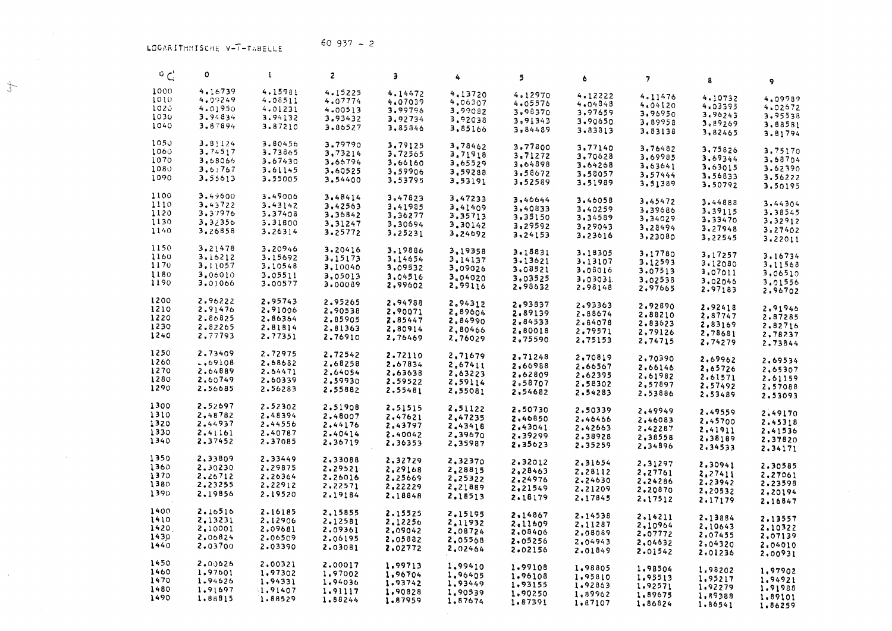LOGARITHMISCHE V-T-TABELLE

60 937 - 2

| °C | 0 | 1 | 2 | 3 | 4 | 5 | 6 | 7 | 8 | 9 |
|---|---|---|---|---|---|---|---|---|---|---|
| 1000 | 4.16739 | 4.15981 | 4.15225 | 4.14472 | 4.13720 | 4.12970 | 4.12222 | 4.11476 | 4.10732 | 4.09989 |
| 1010 | 4.09249 | 4.08511 | 4.07774 | 4.07039 | 4.06307 | 4.05576 | 4.04848 | 4.04120 | 4.03395 | 4.02672 |
| 1020 | 4.01950 | 4.01231 | 4.00513 | 3.99796 | 3.99082 | 3.98370 | 3.97659 | 3.96950 | 3.96243 | 3.95538 |
| 1030 | 3.94834 | 3.94132 | 3.93432 | 3.92734 | 3.92038 | 3.91343 | 3.90650 | 3.89958 | 3.89269 | 3.88581 |
| 1040 | 3.87894 | 3.87210 | 3.86527 | 3.85846 | 3.85166 | 3.84489 | 3.83813 | 3.83138 | 3.82465 | 3.81794 |
| 1050 | 3.81124 | 3.80456 | 3.79790 | 3.79125 | 3.78462 | 3.77800 | 3.77140 | 3.76482 | 3.75826 | 3.75170 |
| 1060 | 3.74517 | 3.73865 | 3.73214 | 3.72565 | 3.71918 | 3.71272 | 3.70628 | 3.69985 | 3.69344 | 3.68704 |
| 1070 | 3.68066 | 3.67430 | 3.66794 | 3.66160 | 3.65529 | 3.64898 | 3.64268 | 3.63641 | 3.63015 | 3.62390 |
| 1080 | 3.61767 | 3.61145 | 3.60525 | 3.59906 | 3.59288 | 3.58672 | 3.58057 | 3.57444 | 3.56833 | 3.56222 |
| 1090 | 3.55613 | 3.55005 | 3.54400 | 3.53795 | 3.53191 | 3.52589 | 3.51989 | 3.51389 | 3.50792 | 3.50195 |
| 1100 | 3.49600 | 3.49006 | 3.48414 | 3.47823 | 3.47233 | 3.46644 | 3.46058 | 3.45472 | 3.44888 | 3.44304 |
| 1110 | 3.43722 | 3.43142 | 3.42563 | 3.41985 | 3.41409 | 3.40833 | 3.40259 | 3.39686 | 3.39115 | 3.38545 |
| 1120 | 3.37976 | 3.37408 | 3.36842 | 3.36277 | 3.35713 | 3.35150 | 3.34589 | 3.34029 | 3.33470 | 3.32912 |
| 1130 | 3.32356 | 3.31800 | 3.31247 | 3.30694 | 3.30142 | 3.29592 | 3.29043 | 3.28494 | 3.27948 | 3.27402 |
| 1140 | 3.26858 | 3.26314 | 3.25772 | 3.25231 | 3.24692 | 3.24153 | 3.23616 | 3.23080 | 3.22545 | 3.22011 |
| 1150 | 3.21478 | 3.20946 | 3.20416 | 3.19886 | 3.19358 | 3.18831 | 3.18305 | 3.17780 | 3.17257 | 3.16734 |
| 1160 | 3.16212 | 3.15692 | 3.15173 | 3.14654 | 3.14137 | 3.13621 | 3.13107 | 3.12593 | 3.12080 | 3.11568 |
| 1170 | 3.11057 | 3.10548 | 3.10040 | 3.09532 | 3.09026 | 3.08521 | 3.08016 | 3.07513 | 3.07011 | 3.06510 |
| 1180 | 3.06010 | 3.05511 | 3.05013 | 3.04516 | 3.04020 | 3.03525 | 3.03031 | 3.02538 | 3.02046 | 3.01556 |
| 1190 | 3.01066 | 3.00577 | 3.00089 | 2.99602 | 2.99116 | 2.98632 | 2.98148 | 2.97665 | 2.97183 | 2.96702 |
| 1200 | 2.96222 | 2.95743 | 2.95265 | 2.94788 | 2.94312 | 2.93837 | 2.93363 | 2.92890 | 2.92418 | 2.91946 |
| 1210 | 2.91476 | 2.91006 | 2.90538 | 2.90071 | 2.89604 | 2.89139 | 2.88674 | 2.88210 | 2.87747 | 2.87285 |
| 1220 | 2.86825 | 2.86364 | 2.85905 | 2.85447 | 2.84990 | 2.84533 | 2.84078 | 2.83623 | 2.83169 | 2.82716 |
| 1230 | 2.82265 | 2.81814 | 2.81363 | 2.80914 | 2.80466 | 2.80018 | 2.79571 | 2.79126 | 2.78681 | 2.78237 |
| 1240 | 2.77793 | 2.77351 | 2.76910 | 2.76469 | 2.76029 | 2.75590 | 2.75153 | 2.74715 | 2.74279 | 2.73844 |
| 1250 | 2.73409 | 2.72975 | 2.72542 | 2.72110 | 2.71679 | 2.71248 | 2.70819 | 2.70390 | 2.69962 | 2.69534 |
| 1260 | 2.69108 | 2.68682 | 2.68258 | 2.67834 | 2.67411 | 2.66988 | 2.66567 | 2.66146 | 2.65726 | 2.65307 |
| 1270 | 2.64889 | 2.64471 | 2.64054 | 2.63638 | 2.63223 | 2.62809 | 2.62395 | 2.61982 | 2.61571 | 2.61159 |
| 1280 | 2.60749 | 2.60339 | 2.59930 | 2.59522 | 2.59114 | 2.58707 | 2.58302 | 2.57897 | 2.57492 | 2.57088 |
| 1290 | 2.56685 | 2.56283 | 2.55882 | 2.55481 | 2.55081 | 2.54682 | 2.54283 | 2.53886 | 2.53489 | 2.53093 |
| 1300 | 2.52697 | 2.52302 | 2.51908 | 2.51515 | 2.51122 | 2.50730 | 2.50339 | 2.49949 | 2.49559 | 2.49170 |
| 1310 | 2.48782 | 2.48394 | 2.48007 | 2.47621 | 2.47235 | 2.46850 | 2.46466 | 2.46083 | 2.45700 | 2.45318 |
| 1320 | 2.44937 | 2.44556 | 2.44176 | 2.43797 | 2.43418 | 2.43041 | 2.42663 | 2.42287 | 2.41911 | 2.41536 |
| 1330 | 2.41161 | 2.40787 | 2.40414 | 2.40042 | 2.39670 | 2.39299 | 2.38928 | 2.38558 | 2.38189 | 2.37820 |
| 1340 | 2.37452 | 2.37085 | 2.36719 | 2.36353 | 2.35987 | 2.35623 | 2.35259 | 2.34896 | 2.34533 | 2.34171 |
| 1350 | 2.33809 | 2.33449 | 2.33088 | 2.32729 | 2.32370 | 2.32012 | 2.31654 | 2.31297 | 2.30941 | 2.30585 |
| 1360 | 2.30230 | 2.29875 | 2.29521 | 2.29168 | 2.28815 | 2.28463 | 2.28112 | 2.27761 | 2.27411 | 2.27061 |
| 1370 | 2.26712 | 2.26364 | 2.26016 | 2.25669 | 2.25322 | 2.24976 | 2.24630 | 2.24286 | 2.23942 | 2.23598 |
| 1380 | 2.23255 | 2.22912 | 2.22571 | 2.22229 | 2.21889 | 2.21549 | 2.21209 | 2.20870 | 2.20532 | 2.20194 |
| 1390 | 2.19856 | 2.19520 | 2.19184 | 2.18848 | 2.18513 | 2.18179 | 2.17845 | 2.17512 | 2.17179 | 2.16847 |
| 1400 | 2.16516 | 2.16185 | 2.15855 | 2.15525 | 2.15195 | 2.14867 | 2.14538 | 2.14211 | 2.13884 | 2.13557 |
| 1410 | 2.13231 | 2.12906 | 2.12581 | 2.12256 | 2.11932 | 2.11609 | 2.11287 | 2.10964 | 2.10643 | 2.10322 |
| 1420 | 2.10001 | 2.09681 | 2.09361 | 2.09042 | 2.08724 | 2.08406 | 2.08089 | 2.07772 | 2.07455 | 2.07139 |
| 1430 | 2.06824 | 2.06509 | 2.06195 | 2.05882 | 2.05568 | 2.05256 | 2.04943 | 2.04632 | 2.04320 | 2.04010 |
| 1440 | 2.03700 | 2.03390 | 2.03081 | 2.02772 | 2.02464 | 2.02156 | 2.01849 | 2.01542 | 2.01236 | 2.00931 |
| 1450 | 2.00626 | 2.00321 | 2.00017 | 1.99713 | 1.99410 | 1.99108 | 1.98805 | 1.98504 | 1.98202 | 1.97902 |
| 1460 | 1.97601 | 1.97302 | 1.97002 | 1.96704 | 1.96405 | 1.96108 | 1.95810 | 1.95513 | 1.95217 | 1.94921 |
| 1470 | 1.94626 | 1.94331 | 1.94036 | 1.93742 | 1.93449 | 1.93155 | 1.92863 | 1.92571 | 1.92279 | 1.91988 |
| 1480 | 1.91697 | 1.91407 | 1.91117 | 1.90828 | 1.90539 | 1.90250 | 1.89962 | 1.89675 | 1.89388 | 1.89101 |
| 1490 | 1.88815 | 1.88529 | 1.88244 | 1.87959 | 1.87674 | 1.87391 | 1.87107 | 1.86824 | 1.86541 | 1.86259 |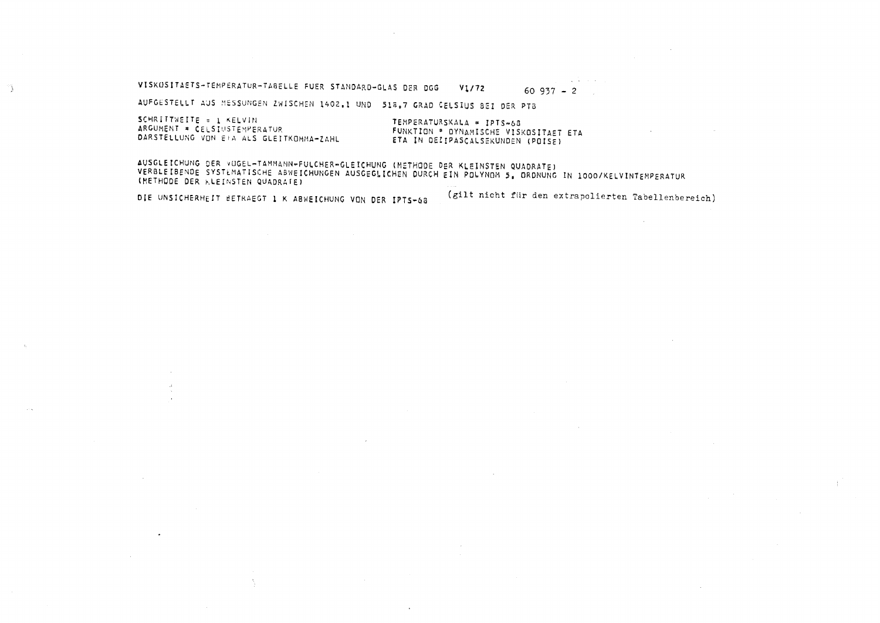VISKOSITAETS-TEMPERATUR-TABELLE FUER STANDARD-GLAS DER DGG V1/72 60 937 - 2

AUFGESTELLT AUS MESSUNGEN ZWISCHEN 1402,1 UND 518,7 GRAD CELSIUS BEI DER PTB

SCHRITTWEITE = 1 KELVIN
ARGUMENT = CELSIUSTEMPERATUR
DARSTELLUNG VON ETA ALS GLEITKOMMA-ZAHL

TEMPERATURSKALA = IPTS-68
FUNKTION = DYNAMISCHE VISKOSITAET ETA
ETA IN DEZIPASCALSEKUNDEN (POISE)

AUSGLEICHUNG DER VOGEL-TAMMANN-FULCHER-GLEICHUNG (METHODE DER KLEINSTEN QUADRATE)
VERBLEIBENDE SYSTEMATISCHE ABWEICHUNGEN AUSGEGLICHEN DURCH EIN POLYNOM 5. ORDNUNG IN 1000/KELVINTEMPERATUR
(METHODE DER KLEINSTEN QUADRATE)

DIE UNSICHERHEIT BETRAEGT 1 K ABWEICHUNG VON DER IPTS-68 (gilt nicht für den extrapolierten Tabellenbereich)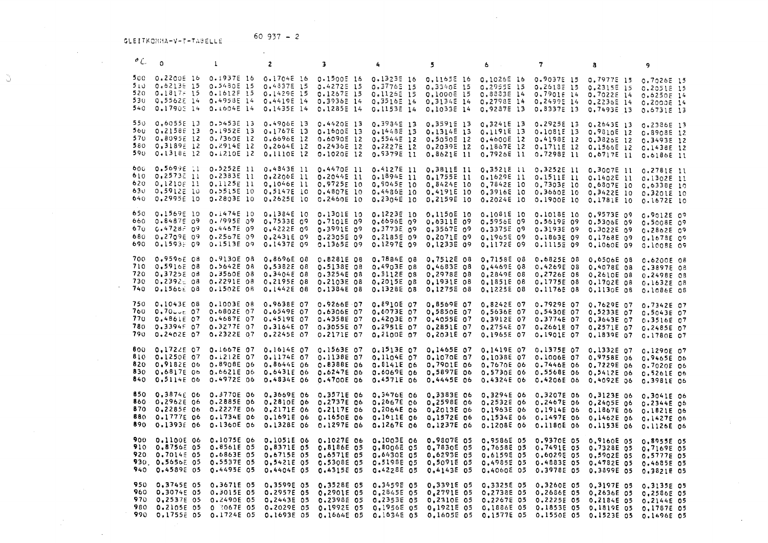GLEITKOMMA-V-T-TABELLE

60 937 - 2

| °C | 0 | 1 | 2 | 3 | 4 | 5 | 6 | 7 | 8 | 9 |
|---|---|---|---|---|---|---|---|---|---|---|
| 500 | 0.2200E 16 | 0.1937E 16 | 0.1704E 16 | 0.1500E 16 | 0.1323E 16 | 0.1165E 16 | 0.1026E 16 | 0.9037E 15 | 0.7977E 15 | 0.7026E 15 |
| 510 | 0.6213E 15 | 0.5480E 15 | 0.4837E 15 | 0.4272E 15 | 0.3776E 15 | 0.3340E 15 | 0.2955E 15 | 0.2618E 15 | 0.2315E 15 | 0.2051E 15 |
| 520 | 0.1817E 15 | 0.1612E 15 | 0.1429E 15 | 0.1267E 15 | 0.1126E 15 | 0.1000E 15 | 0.8883E 14 | 0.7901E 14 | 0.7022E 14 | 0.6250E 14 |
| 530 | 0.5562E 14 | 0.4958E 14 | 0.4419E 14 | 0.3936E 14 | 0.3516E 14 | 0.3134E 14 | 0.2798E 14 | 0.2499E 14 | 0.2236E 14 | 0.2000E 14 |
| 540 | 0.1790E 14 | 0.1604E 14 | 0.1435E 14 | 0.1285E 14 | 0.1153E 14 | 0.1033E 14 | 0.9287E 13 | 0.8337E 13 | 0.7493E 13 | 0.6731E 13 |
| 550 | 0.6055E 13 | 0.5453E 13 | 0.4906E 13 | 0.4420E 13 | 0.3984E 13 | 0.3591E 13 | 0.3241E 13 | 0.2928E 13 | 0.2643E 13 | 0.2386E 13 |
| 560 | 0.2158E 13 | 0.1952E 13 | 0.1767E 13 | 0.1600E 13 | 0.1448E 13 | 0.1314E 13 | 0.1191E 13 | 0.1081E 13 | 0.9810E 12 | 0.8908E 12 |
| 570 | 0.8095E 12 | 0.7360E 12 | 0.6696E 12 | 0.6090E 12 | 0.5544E 12 | 0.5050E 12 | 0.4600E 12 | 0.4198E 12 | 0.3826E 12 | 0.3493E 12 |
| 580 | 0.3189E 12 | 0.2914E 12 | 0.2664E 12 | 0.2436E 12 | 0.2227E 12 | 0.2039E 12 | 0.1867E 12 | 0.1711E 12 | 0.1566E 12 | 0.1438E 12 |
| 590 | 0.1318E 12 | 0.1210E 12 | 0.1110E 12 | 0.1020E 12 | 0.9379E 11 | 0.8621E 11 | 0.7926E 11 | 0.7298E 11 | 0.6717E 11 | 0.6186E 11 |
| 600 | 0.5699E 11 | 0.5252E 11 | 0.4843E 11 | 0.4470E 11 | 0.4127E 11 | 0.3811E 11 | 0.3521E 11 | 0.3252E 11 | 0.3007E 11 | 0.2781E 11 |
| 610 | 0.2573E 11 | 0.2383E 11 | 0.2206E 11 | 0.2044E 11 | 0.1894E 11 | 0.1755E 11 | 0.1629E 11 | 0.1511E 11 | 0.1402E 11 | 0.1302E 11 |
| 620 | 0.1210E 11 | 0.1125E 11 | 0.1046E 11 | 0.9725E 10 | 0.9045E 10 | 0.8424E 10 | 0.7842E 10 | 0.7303E 10 | 0.6807E 10 | 0.6338E 10 |
| 630 | 0.5912E 10 | 0.5515E 10 | 0.5147E 10 | 0.4807E 10 | 0.4486E 10 | 0.4191E 10 | 0.3916E 10 | 0.3660E 10 | 0.3422E 10 | 0.3201E 10 |
| 640 | 0.2995E 10 | 0.2803E 10 | 0.2625E 10 | 0.2460E 10 | 0.2304E 10 | 0.2159E 10 | 0.2024E 10 | 0.1900E 10 | 0.1781E 10 | 0.1672E 10 |
| 650 | 0.1569E 10 | 0.1474E 10 | 0.1384E 10 | 0.1301E 10 | 0.1223E 10 | 0.1150E 10 | 0.1081E 10 | 0.1018E 10 | 0.9573E 09 | 0.9012E 09 |
| 660 | 0.8487E 09 | 0.7995E 09 | 0.7533E 09 | 0.7101E 09 | 0.6696E 09 | 0.6311E 09 | 0.5956E 09 | 0.5619E 09 | 0.5306E 09 | 0.5008E 09 |
| 670 | 0.4728E 09 | 0.4467E 09 | 0.4222E 09 | 0.3991E 09 | 0.3773E 09 | 0.3567E 09 | 0.3375E 09 | 0.3193E 09 | 0.3022E 09 | 0.2862E 09 |
| 680 | 0.2709E 09 | 0.2567E 09 | 0.2431E 09 | 0.2305E 09 | 0.2185E 09 | 0.2071E 09 | 0.1965E 09 | 0.1863E 09 | 0.1768E 09 | 0.1678E 09 |
| 690 | 0.1593E 09 | 0.1513E 09 | 0.1437E 09 | 0.1365E 09 | 0.1297E 09 | 0.1233E 09 | 0.1172E 09 | 0.1115E 09 | 0.1060E 09 | 0.1008E 09 |
| 700 | 0.9596E 08 | 0.9130E 08 | 0.8696E 08 | 0.8281E 08 | 0.7884E 08 | 0.7512E 08 | 0.7158E 08 | 0.6825E 08 | 0.6506E 08 | 0.6200E 08 |
| 710 | 0.5916E 08 | 0.5642E 08 | 0.5382E 08 | 0.5138E 08 | 0.4903E 08 | 0.4683E 08 | 0.4469E 08 | 0.4269E 08 | 0.4078E 08 | 0.3897E 08 |
| 720 | 0.3725E 08 | 0.3560E 08 | 0.3404E 08 | 0.3254E 08 | 0.3112E 08 | 0.2978E 08 | 0.2849E 08 | 0.2726E 08 | 0.2610E 08 | 0.2498E 08 |
| 730 | 0.2392E 08 | 0.2291E 08 | 0.2195E 08 | 0.2103E 08 | 0.2015E 08 | 0.1931E 08 | 0.1851E 08 | 0.1775E 08 | 0.1702E 08 | 0.1632E 08 |
| 740 | 0.1566E 08 | 0.1502E 08 | 0.1442E 08 | 0.1384E 08 | 0.1328E 08 | 0.1275E 08 | 0.1225E 08 | 0.1176E 08 | 0.1130E 08 | 0.1086E 08 |
| 750 | 0.1043E 08 | 0.1003E 08 | 0.9638E 07 | 0.9266E 07 | 0.8910E 07 | 0.8569E 07 | 0.8242E 07 | 0.7929E 07 | 0.7629E 07 | 0.7342E 07 |
| 760 | 0.70..E 07 | 0.6802E 07 | 0.6549E 07 | 0.6306E 07 | 0.6073E 07 | 0.5850E 07 | 0.5636E 07 | 0.5430E 07 | 0.5233E 07 | 0.5043E 07 |
| 770 | 0.4861E 07 | 0.4687E 07 | 0.4519E 07 | 0.4358E 07 | 0.4203E 07 | 0.4055E 07 | 0.3912E 07 | 0.3774E 07 | 0.3643E 07 | 0.3516E 07 |
| 780 | 0.3394E 07 | 0.3277E 07 | 0.3164E 07 | 0.3055E 07 | 0.2951E 07 | 0.2851E 07 | 0.2754E 07 | 0.2661E 07 | 0.2571E 07 | 0.2485E 07 |
| 790 | 0.2402E 07 | 0.2322E 07 | 0.2245E 07 | 0.2171E 07 | 0.2100E 07 | 0.2031E 07 | 0.1965E 07 | 0.1901E 07 | 0.1839E 07 | 0.1780E 07 |
| 800 | 0.1722E 07 | 0.1667E 07 | 0.1614E 07 | 0.1563E 07 | 0.1513E 07 | 0.1465E 07 | 0.1419E 07 | 0.1375E 07 | 0.1332E 07 | 0.1290E 07 |
| 810 | 0.1250E 07 | 0.1212E 07 | 0.1174E 07 | 0.1138E 07 | 0.1104E 07 | 0.1070E 07 | 0.1038E 07 | 0.1006E 07 | 0.9758E 06 | 0.9465E 06 |
| 820 | 0.9182E 06 | 0.8908E 06 | 0.8644E 06 | 0.8388E 06 | 0.8141E 06 | 0.7901E 06 | 0.7670E 06 | 0.7446E 06 | 0.7229E 06 | 0.7020E 06 |
| 830 | 0.6817E 06 | 0.6621E 06 | 0.6431E 06 | 0.6247E 06 | 0.6069E 06 | 0.5897E 06 | 0.5730E 06 | 0.5568E 06 | 0.5412E 06 | 0.5261E 06 |
| 840 | 0.5114E 06 | 0.4972E 06 | 0.4834E 06 | 0.4700E 06 | 0.4571E 06 | 0.4445E 06 | 0.4324E 06 | 0.4206E 06 | 0.4092E 06 | 0.3981E 06 |
| 850 | 0.3874E 06 | 0.3770E 06 | 0.3669E 06 | 0.3571E 06 | 0.3476E 06 | 0.3383E 06 | 0.3294E 06 | 0.3207E 06 | 0.3123E 06 | 0.3041E 06 |
| 860 | 0.2962E 06 | 0.2885E 06 | 0.2810E 06 | 0.2737E 06 | 0.2667E 06 | 0.2598E 06 | 0.2532E 06 | 0.2467E 06 | 0.2405E 06 | 0.2344E 06 |
| 870 | 0.2285E 06 | 0.2227E 06 | 0.2171E 06 | 0.2117E 06 | 0.2064E 06 | 0.2013E 06 | 0.1963E 06 | 0.1914E 06 | 0.1867E 06 | 0.1821E 06 |
| 880 | 0.1777E 06 | 0.1734E 06 | 0.1691E 06 | 0.1650E 06 | 0.1611E 06 | 0.1572E 06 | 0.1534E 06 | 0.1497E 06 | 0.1462E 06 | 0.1427E 06 |
| 890 | 0.1393E 06 | 0.1360E 06 | 0.1328E 06 | 0.1297E 06 | 0.1267E 06 | 0.1237E 06 | 0.1208E 06 | 0.1180E 06 | 0.1153E 06 | 0.1126E 06 |
| 900 | 0.1100E 06 | 0.1075E 06 | 0.1051E 06 | 0.1027E 06 | 0.1003E 06 | 0.9807E 05 | 0.9586E 05 | 0.9370E 05 | 0.9160E 05 | 0.8955E 05 |
| 910 | 0.8756E 05 | 0.8561E 05 | 0.8371E 05 | 0.8186E 05 | 0.8006E 05 | 0.7830E 05 | 0.7658E 05 | 0.7491E 05 | 0.7328E 05 | 0.7169E 05 |
| 920 | 0.7014E 05 | 0.6863E 05 | 0.6715E 05 | 0.6571E 05 | 0.6430E 05 | 0.6293E 05 | 0.6159E 05 | 0.6029E 05 | 0.5902E 05 | 0.5777E 05 |
| 930 | 0.5656E 05 | 0.5537E 05 | 0.5421E 05 | 0.5308E 05 | 0.5198E 05 | 0.5091E 05 | 0.4985E 05 | 0.4883E 05 | 0.4782E 05 | 0.4685E 05 |
| 940 | 0.4589E 05 | 0.4495E 05 | 0.4404E 05 | 0.4315E 05 | 0.4228E 05 | 0.4143E 05 | 0.4060E 05 | 0.3978E 05 | 0.3899E 05 | 0.3821E 05 |
| 950 | 0.3745E 05 | 0.3671E 05 | 0.3599E 05 | 0.3528E 05 | 0.3459E 05 | 0.3391E 05 | 0.3325E 05 | 0.3260E 05 | 0.3197E 05 | 0.3135E 05 |
| 960 | 0.3074E 05 | 0.3015E 05 | 0.2957E 05 | 0.2901E 05 | 0.2845E 05 | 0.2791E 05 | 0.2738E 05 | 0.2686E 05 | 0.2636E 05 | 0.2586E 05 |
| 970 | 0.2537E 05 | 0.2490E 05 | 0.2443E 05 | 0.2398E 05 | 0.2353E 05 | 0.2310E 05 | 0.2267E 05 | 0.2225E 05 | 0.2184E 05 | 0.2144E 05 |
| 980 | 0.2105E 05 | 0.2067E 05 | 0.2029E 05 | 0.1992E 05 | 0.1956E 05 | 0.1921E 05 | 0.1886E 05 | 0.1853E 05 | 0.1819E 05 | 0.1787E 05 |
| 990 | 0.1755E 05 | 0.1724E 05 | 0.1693E 05 | 0.1664E 05 | 0.1634E 05 | 0.1605E 05 | 0.1577E 05 | 0.1550E 05 | 0.1523E 05 | 0.1496E 05 |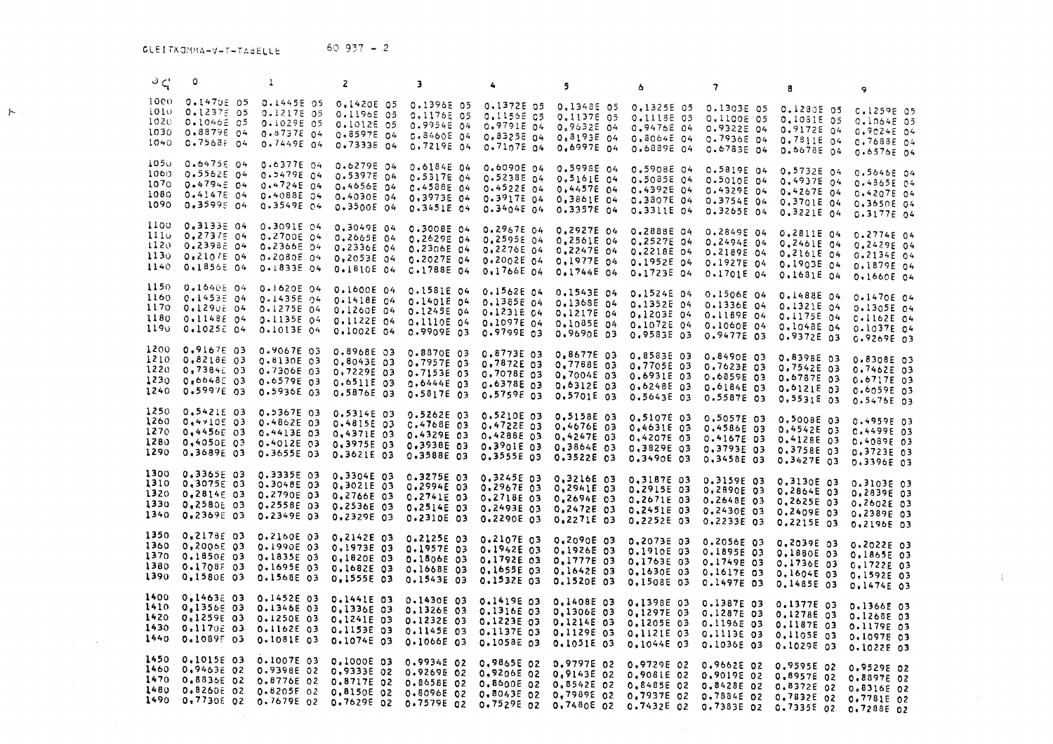GLEITKOMMA-V-T-TABELLE 60 937 - 2

| °C | 0 | 1 | 2 | 3 | 4 | 5 | 6 | 7 | 8 | 9 |
|---|---|---|---|---|---|---|---|---|---|---|
| 1000 | 0.1470E 05 | 0.1445E 05 | 0.1420E 05 | 0.1396E 05 | 0.1372E 05 | 0.1348E 05 | 0.1325E 05 | 0.1303E 05 | 0.1280E 05 | 0.1259E 05 |
| 1010 | 0.1237E 05 | 0.1217E 05 | 0.1196E 05 | 0.1176E 05 | 0.1156E 05 | 0.1137E 05 | 0.1118E 05 | 0.1100E 05 | 0.1081E 05 | 0.1064E 05 |
| 1020 | 0.1046E 05 | 0.1029E 05 | 0.1012E 05 | 0.9954E 04 | 0.9791E 04 | 0.9632E 04 | 0.9476E 04 | 0.9322E 04 | 0.9172E 04 | 0.9024E 04 |
| 1030 | 0.8879E 04 | 0.8737E 04 | 0.8597E 04 | 0.8460E 04 | 0.8325E 04 | 0.8193E 04 | 0.8064E 04 | 0.7936E 04 | 0.7811E 04 | 0.7688E 04 |
| 1040 | 0.7568E 04 | 0.7449E 04 | 0.7333E 04 | 0.7219E 04 | 0.7107E 04 | 0.6997E 04 | 0.6889E 04 | 0.6783E 04 | 0.6678E 04 | 0.6576E 04 |
| 1050 | 0.6475E 04 | 0.6377E 04 | 0.6279E 04 | 0.6184E 04 | 0.6090E 04 | 0.5998E 04 | 0.5908E 04 | 0.5819E 04 | 0.5732E 04 | 0.5646E 04 |
| 1060 | 0.5562E 04 | 0.5479E 04 | 0.5397E 04 | 0.5317E 04 | 0.5238E 04 | 0.5161E 04 | 0.5085E 04 | 0.5010E 04 | 0.4937E 04 | 0.4865E 04 |
| 1070 | 0.4794E 04 | 0.4724E 04 | 0.4656E 04 | 0.4588E 04 | 0.4522E 04 | 0.4457E 04 | 0.4392E 04 | 0.4329E 04 | 0.4267E 04 | 0.4207E 04 |
| 1080 | 0.4147E 04 | 0.4088E 04 | 0.4030E 04 | 0.3973E 04 | 0.3917E 04 | 0.3861E 04 | 0.3807E 04 | 0.3754E 04 | 0.3701E 04 | 0.3650E 04 |
| 1090 | 0.3599E 04 | 0.3549E 04 | 0.3500E 04 | 0.3451E 04 | 0.3404E 04 | 0.3357E 04 | 0.3311E 04 | 0.3265E 04 | 0.3221E 04 | 0.3177E 04 |
| 1100 | 0.3133E 04 | 0.3091E 04 | 0.3049E 04 | 0.3008E 04 | 0.2967E 04 | 0.2927E 04 | 0.2888E 04 | 0.2849E 04 | 0.2811E 04 | 0.2774E 04 |
| 1110 | 0.2737E 04 | 0.2700E 04 | 0.2665E 04 | 0.2629E 04 | 0.2595E 04 | 0.2561E 04 | 0.2527E 04 | 0.2494E 04 | 0.2461E 04 | 0.2429E 04 |
| 1120 | 0.2398E 04 | 0.2366E 04 | 0.2336E 04 | 0.2306E 04 | 0.2276E 04 | 0.2247E 04 | 0.2218E 04 | 0.2189E 04 | 0.2161E 04 | 0.2134E 04 |
| 1130 | 0.2107E 04 | 0.2080E 04 | 0.2053E 04 | 0.2027E 04 | 0.2002E 04 | 0.1977E 04 | 0.1952E 04 | 0.1927E 04 | 0.1903E 04 | 0.1879E 04 |
| 1140 | 0.1856E 04 | 0.1833E 04 | 0.1810E 04 | 0.1788E 04 | 0.1766E 04 | 0.1744E 04 | 0.1723E 04 | 0.1701E 04 | 0.1681E 04 | 0.1660E 04 |
| 1150 | 0.1640E 04 | 0.1620E 04 | 0.1600E 04 | 0.1581E 04 | 0.1562E 04 | 0.1543E 04 | 0.1524E 04 | 0.1506E 04 | 0.1488E 04 | 0.1470E 04 |
| 1160 | 0.1453E 04 | 0.1435E 04 | 0.1418E 04 | 0.1401E 04 | 0.1385E 04 | 0.1368E 04 | 0.1352E 04 | 0.1336E 04 | 0.1321E 04 | 0.1305E 04 |
| 1170 | 0.1290E 04 | 0.1275E 04 | 0.1260E 04 | 0.1245E 04 | 0.1231E 04 | 0.1217E 04 | 0.1203E 04 | 0.1189E 04 | 0.1175E 04 | 0.1162E 04 |
| 1180 | 0.1148E 04 | 0.1135E 04 | 0.1122E 04 | 0.1110E 04 | 0.1097E 04 | 0.1085E 04 | 0.1072E 04 | 0.1060E 04 | 0.1048E 04 | 0.1037E 04 |
| 1190 | 0.1025E 04 | 0.1013E 04 | 0.1002E 04 | 0.9909E 03 | 0.9799E 03 | 0.9690E 03 | 0.9583E 03 | 0.9477E 03 | 0.9372E 03 | 0.9269E 03 |
| 1200 | 0.9167E 03 | 0.9067E 03 | 0.8968E 03 | 0.8870E 03 | 0.8773E 03 | 0.8677E 03 | 0.8583E 03 | 0.8490E 03 | 0.8398E 03 | 0.8308E 03 |
| 1210 | 0.8218E 03 | 0.8130E 03 | 0.8043E 03 | 0.7957E 03 | 0.7872E 03 | 0.7788E 03 | 0.7705E 03 | 0.7623E 03 | 0.7542E 03 | 0.7462E 03 |
| 1220 | 0.7384E 03 | 0.7306E 03 | 0.7229E 03 | 0.7153E 03 | 0.7078E 03 | 0.7004E 03 | 0.6931E 03 | 0.6859E 03 | 0.6787E 03 | 0.6717E 03 |
| 1230 | 0.6648E 03 | 0.6579E 03 | 0.6511E 03 | 0.6444E 03 | 0.6378E 03 | 0.6312E 03 | 0.6248E 03 | 0.6184E 03 | 0.6121E 03 | 0.6059E 03 |
| 1240 | 0.5997E 03 | 0.5936E 03 | 0.5876E 03 | 0.5817E 03 | 0.5759E 03 | 0.5701E 03 | 0.5643E 03 | 0.5587E 03 | 0.5531E 03 | 0.5476E 03 |
| 1250 | 0.5421E 03 | 0.5367E 03 | 0.5314E 03 | 0.5262E 03 | 0.5210E 03 | 0.5158E 03 | 0.5107E 03 | 0.5057E 03 | 0.5008E 03 | 0.4959E 03 |
| 1260 | 0.4910E 03 | 0.4862E 03 | 0.4815E 03 | 0.4768E 03 | 0.4722E 03 | 0.4676E 03 | 0.4631E 03 | 0.4586E 03 | 0.4542E 03 | 0.4499E 03 |
| 1270 | 0.4456E 03 | 0.4413E 03 | 0.4371E 03 | 0.4329E 03 | 0.4288E 03 | 0.4247E 03 | 0.4207E 03 | 0.4167E 03 | 0.4128E 03 | 0.4089E 03 |
| 1280 | 0.4050E 03 | 0.4012E 03 | 0.3975E 03 | 0.3938E 03 | 0.3901E 03 | 0.3864E 03 | 0.3829E 03 | 0.3793E 03 | 0.3758E 03 | 0.3723E 03 |
| 1290 | 0.3689E 03 | 0.3655E 03 | 0.3621E 03 | 0.3588E 03 | 0.3555E 03 | 0.3522E 03 | 0.3490E 03 | 0.3458E 03 | 0.3427E 03 | 0.3396E 03 |
| 1300 | 0.3365E 03 | 0.3335E 03 | 0.3304E 03 | 0.3275E 03 | 0.3245E 03 | 0.3216E 03 | 0.3187E 03 | 0.3159E 03 | 0.3130E 03 | 0.3103E 03 |
| 1310 | 0.3075E 03 | 0.3048E 03 | 0.3021E 03 | 0.2994E 03 | 0.2967E 03 | 0.2941E 03 | 0.2915E 03 | 0.2890E 03 | 0.2864E 03 | 0.2839E 03 |
| 1320 | 0.2814E 03 | 0.2790E 03 | 0.2766E 03 | 0.2741E 03 | 0.2718E 03 | 0.2694E 03 | 0.2671E 03 | 0.2648E 03 | 0.2625E 03 | 0.2602E 03 |
| 1330 | 0.2580E 03 | 0.2558E 03 | 0.2536E 03 | 0.2514E 03 | 0.2493E 03 | 0.2472E 03 | 0.2451E 03 | 0.2430E 03 | 0.2409E 03 | 0.2389E 03 |
| 1340 | 0.2369E 03 | 0.2349E 03 | 0.2329E 03 | 0.2310E 03 | 0.2290E 03 | 0.2271E 03 | 0.2252E 03 | 0.2233E 03 | 0.2215E 03 | 0.2196E 03 |
| 1350 | 0.2178E 03 | 0.2160E 03 | 0.2142E 03 | 0.2125E 03 | 0.2107E 03 | 0.2090E 03 | 0.2073E 03 | 0.2056E 03 | 0.2039E 03 | 0.2022E 03 |
| 1360 | 0.2006E 03 | 0.1990E 03 | 0.1973E 03 | 0.1957E 03 | 0.1942E 03 | 0.1926E 03 | 0.1910E 03 | 0.1895E 03 | 0.1880E 03 | 0.1865E 03 |
| 1370 | 0.1850E 03 | 0.1835E 03 | 0.1820E 03 | 0.1806E 03 | 0.1792E 03 | 0.1777E 03 | 0.1763E 03 | 0.1749E 03 | 0.1736E 03 | 0.1722E 03 |
| 1380 | 0.1708E 03 | 0.1695E 03 | 0.1682E 03 | 0.1668E 03 | 0.1655E 03 | 0.1642E 03 | 0.1630E 03 | 0.1617E 03 | 0.1604E 03 | 0.1592E 03 |
| 1390 | 0.1580E 03 | 0.1568E 03 | 0.1555E 03 | 0.1543E 03 | 0.1532E 03 | 0.1520E 03 | 0.1508E 03 | 0.1497E 03 | 0.1485E 03 | 0.1474E 03 |
| 1400 | 0.1463E 03 | 0.1452E 03 | 0.1441E 03 | 0.1430E 03 | 0.1419E 03 | 0.1408E 03 | 0.1398E 03 | 0.1387E 03 | 0.1377E 03 | 0.1366E 03 |
| 1410 | 0.1356E 03 | 0.1346E 03 | 0.1336E 03 | 0.1326E 03 | 0.1316E 03 | 0.1306E 03 | 0.1297E 03 | 0.1287E 03 | 0.1278E 03 | 0.1268E 03 |
| 1420 | 0.1259E 03 | 0.1250E 03 | 0.1241E 03 | 0.1232E 03 | 0.1223E 03 | 0.1214E 03 | 0.1205E 03 | 0.1196E 03 | 0.1187E 03 | 0.1179E 03 |
| 1430 | 0.1170E 03 | 0.1162E 03 | 0.1153E 03 | 0.1145E 03 | 0.1137E 03 | 0.1129E 03 | 0.1121E 03 | 0.1113E 03 | 0.1105E 03 | 0.1097E 03 |
| 1440 | 0.1089E 03 | 0.1081E 03 | 0.1074E 03 | 0.1066E 03 | 0.1058E 03 | 0.1051E 03 | 0.1044E 03 | 0.1036E 03 | 0.1029E 03 | 0.1022E 03 |
| 1450 | 0.1015E 03 | 0.1007E 03 | 0.1000E 03 | 0.9934E 02 | 0.9865E 02 | 0.9797E 02 | 0.9729E 02 | 0.9662E 02 | 0.9595E 02 | 0.9529E 02 |
| 1460 | 0.9463E 02 | 0.9398E 02 | 0.9333E 02 | 0.9269E 02 | 0.9206E 02 | 0.9143E 02 | 0.9081E 02 | 0.9019E 02 | 0.8957E 02 | 0.8897E 02 |
| 1470 | 0.8836E 02 | 0.8776E 02 | 0.8717E 02 | 0.8658E 02 | 0.8600E 02 | 0.8542E 02 | 0.8485E 02 | 0.8428E 02 | 0.8372E 02 | 0.8316E 02 |
| 1480 | 0.8260E 02 | 0.8205E 02 | 0.8150E 02 | 0.8096E 02 | 0.8043E 02 | 0.7989E 02 | 0.7937E 02 | 0.7884E 02 | 0.7832E 02 | 0.7781E 02 |
| 1490 | 0.7730E 02 | 0.7679E 02 | 0.7629E 02 | 0.7579E 02 | 0.7529E 02 | 0.7480E 02 | 0.7432E 02 | 0.7383E 02 | 0.7335E 02 | 0.7288E 02 |